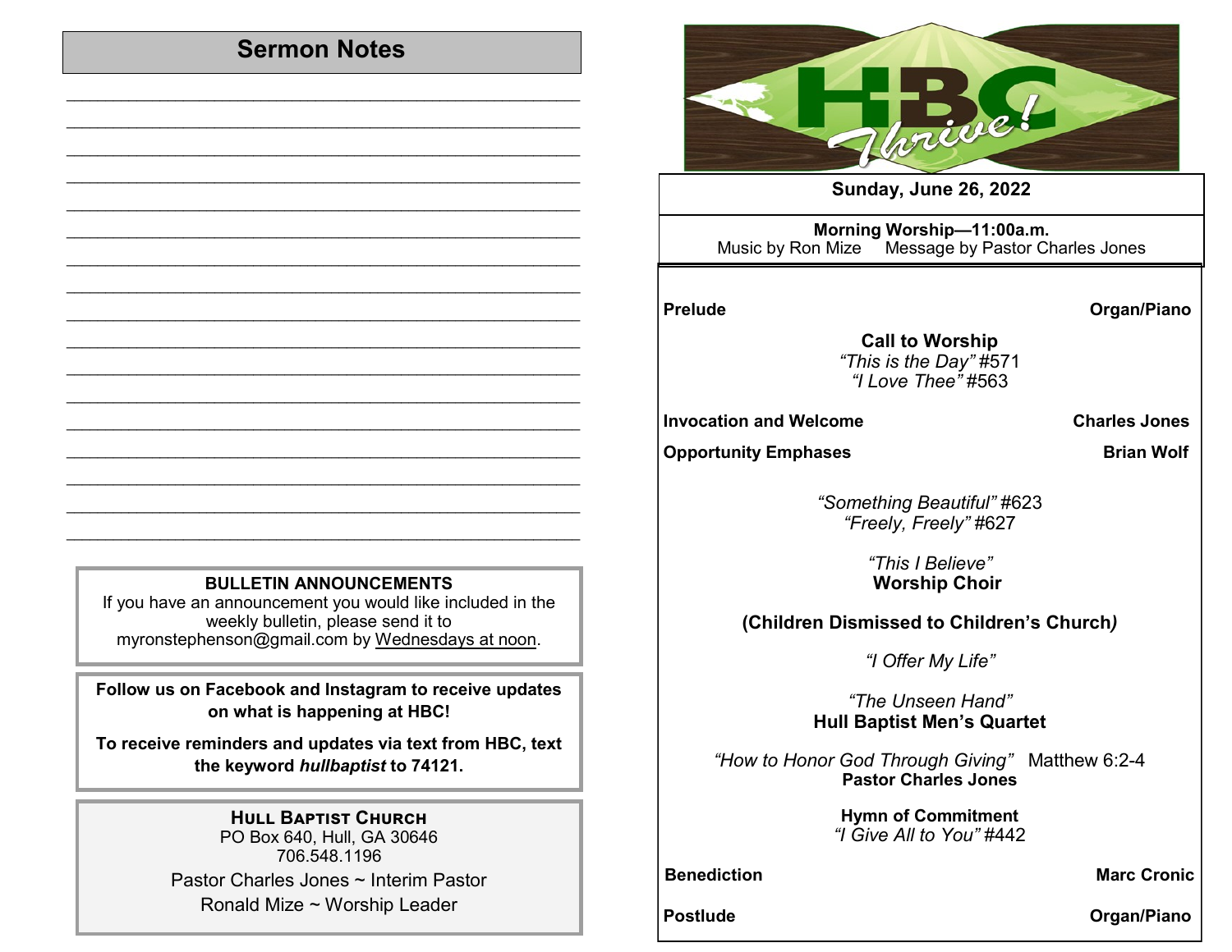## Sermon Notes

\_\_\_\_\_\_\_\_\_\_\_\_\_\_\_\_\_\_\_\_\_\_\_\_\_\_\_\_\_\_\_\_\_\_\_\_\_\_\_\_\_\_\_\_

\_\_\_\_\_\_\_\_\_\_\_\_\_\_\_\_\_\_\_\_\_\_\_\_\_\_\_\_\_\_\_\_\_\_\_\_\_\_\_\_\_\_\_\_

\_\_\_\_\_\_\_\_\_\_\_\_\_\_\_\_\_\_\_\_\_\_\_\_\_\_\_\_\_\_\_\_\_\_\_\_\_\_\_\_\_\_\_\_

**BULLETIN ANNOUNCEMENTS**
If you have an announcement you would like included in the weekly bulletin, please send it to myronstephenson@gmail.com by Wednesdays at noon.

**Follow us on Facebook and Instagram to receive updates on what is happening at HBC!**

**To receive reminders and updates via text from HBC, text the keyword *hullbaptist* to 74121.**

**HULL BAPTIST CHURCH**
PO Box 640, Hull, GA 30646
706.548.1196
Pastor Charles Jones ~ Interim Pastor
Ronald Mize ~ Worship Leader

# HBC Thrive!

**Sunday, June 26, 2022**

**Morning Worship—11:00a.m.**
Music by Ron Mize Message by Pastor Charles Jones

**Prelude** — **Organ/Piano**

**Call to Worship**
*"This is the Day"* #571
*"I Love Thee"* #563

**Invocation and Welcome** — **Charles Jones**

**Opportunity Emphases** — **Brian Wolf**

*"Something Beautiful"* #623
*"Freely, Freely"* #627

*"This I Believe"*
**Worship Choir**

**(Children Dismissed to Children's Church)**

*"I Offer My Life"*

*"The Unseen Hand"*
**Hull Baptist Men's Quartet**

*"How to Honor God Through Giving"* Matthew 6:2-4
**Pastor Charles Jones**

**Hymn of Commitment**
*"I Give All to You"* #442

**Benediction** — **Marc Cronic**

**Postlude** — **Organ/Piano**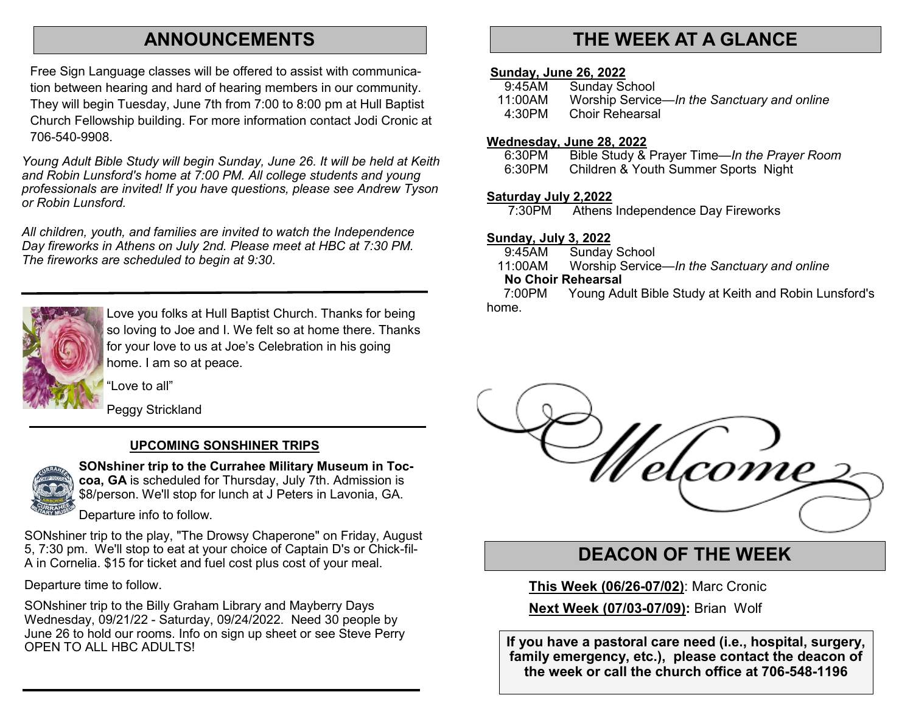# ANNOUNCEMENTS

Free Sign Language classes will be offered to assist with communication between hearing and hard of hearing members in our community. They will begin Tuesday, June 7th from 7:00 to 8:00 pm at Hull Baptist Church Fellowship building. For more information contact Jodi Cronic at 706-540-9908.

*Young Adult Bible Study will begin Sunday, June 26. It will be held at Keith and Robin Lunsford's home at 7:00 PM. All college students and young professionals are invited! If you have questions, please see Andrew Tyson or Robin Lunsford.*

*All children, youth, and families are invited to watch the Independence Day fireworks in Athens on July 2nd. Please meet at HBC at 7:30 PM. The fireworks are scheduled to begin at 9:30.*

---

Love you folks at Hull Baptist Church. Thanks for being so loving to Joe and I. We felt so at home there. Thanks for your love to us at Joe's Celebration in his going home. I am so at peace.

"Love to all"

Peggy Strickland

---

## UPCOMING SONSHINER TRIPS

**SONshiner trip to the Currahee Military Museum in Toccoa, GA** is scheduled for Thursday, July 7th. Admission is $8/person. We'll stop for lunch at J Peters in Lavonia, GA.

Departure info to follow.

SONshiner trip to the play, "The Drowsy Chaperone" on Friday, August 5, 7:30 pm. We'll stop to eat at your choice of Captain D's or Chick-fil-A in Cornelia. $15 for ticket and fuel cost plus cost of your meal.

Departure time to follow.

SONshiner trip to the Billy Graham Library and Mayberry Days Wednesday, 09/21/22 - Saturday, 09/24/2022. Need 30 people by June 26 to hold our rooms. Info on sign up sheet or see Steve Perry OPEN TO ALL HBC ADULTS!

---

# THE WEEK AT A GLANCE

**Sunday, June 26, 2022**

9:45AM Sunday School
11:00AM Worship Service—*In the Sanctuary and online*
4:30PM Choir Rehearsal

**Wednesday, June 28, 2022**

6:30PM Bible Study & Prayer Time—*In the Prayer Room*
6:30PM Children & Youth Summer Sports Night

**Saturday July 2,2022**

7:30PM Athens Independence Day Fireworks

**Sunday, July 3, 2022**

9:45AM Sunday School
11:00AM Worship Service—*In the Sanctuary and online*
**No Choir Rehearsal**
7:00PM Young Adult Bible Study at Keith and Robin Lunsford's home.

Welcome

# DEACON OF THE WEEK

**This Week (06/26-07/02)**: Marc Cronic

**Next Week (07/03-07/09):** Brian Wolf

**If you have a pastoral care need (i.e., hospital, surgery, family emergency, etc.), please contact the deacon of the week or call the church office at 706-548-1196**